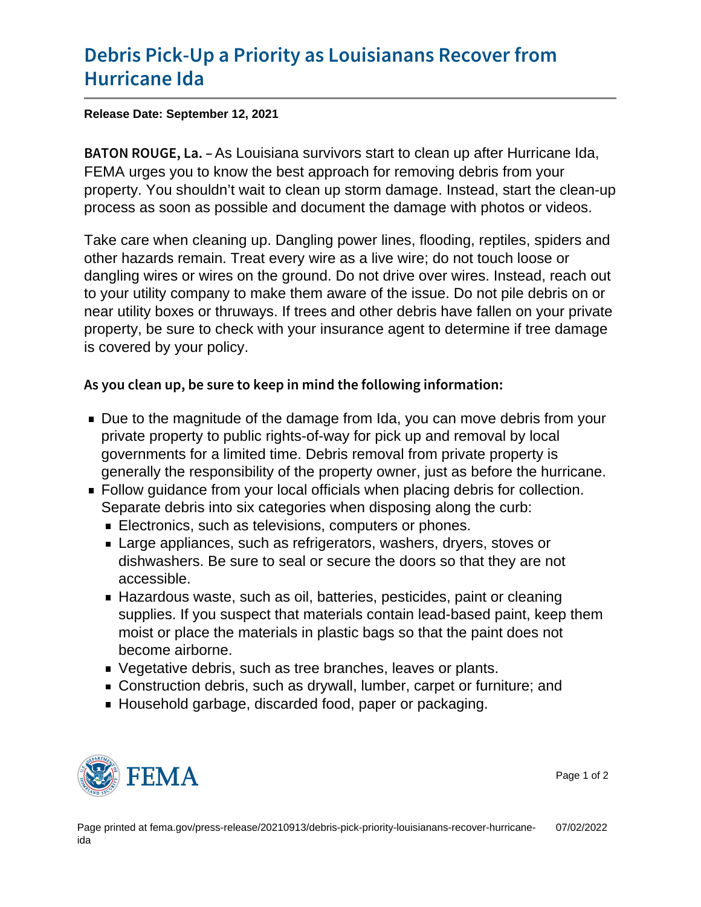# Debris Pick-Up a Priority as Louisianans Recover from Hurricane Ida

**Release Date: September 12, 2021**

**BATON ROUGE, La.** – As Louisiana survivors start to clean up after Hurricane Ida, FEMA urges you to know the best approach for removing debris from your property. You shouldn't wait to clean up storm damage. Instead, start the clean-up process as soon as possible and document the damage with photos or videos.

Take care when cleaning up. Dangling power lines, flooding, reptiles, spiders and other hazards remain. Treat every wire as a live wire; do not touch loose or dangling wires or wires on the ground. Do not drive over wires. Instead, reach out to your utility company to make them aware of the issue. Do not pile debris on or near utility boxes or thruways. If trees and other debris have fallen on your private property, be sure to check with your insurance agent to determine if tree damage is covered by your policy.

### As you clean up, be sure to keep in mind the following information:

- Due to the magnitude of the damage from Ida, you can move debris from your private property to public rights-of-way for pick up and removal by local governments for a limited time. Debris removal from private property is generally the responsibility of the property owner, just as before the hurricane.
- Follow guidance from your local officials when placing debris for collection. Separate debris into six categories when disposing along the curb:
  - Electronics, such as televisions, computers or phones.
  - Large appliances, such as refrigerators, washers, dryers, stoves or dishwashers. Be sure to seal or secure the doors so that they are not accessible.
  - Hazardous waste, such as oil, batteries, pesticides, paint or cleaning supplies. If you suspect that materials contain lead-based paint, keep them moist or place the materials in plastic bags so that the paint does not become airborne.
  - Vegetative debris, such as tree branches, leaves or plants.
  - Construction debris, such as drywall, lumber, carpet or furniture; and
  - Household garbage, discarded food, paper or packaging.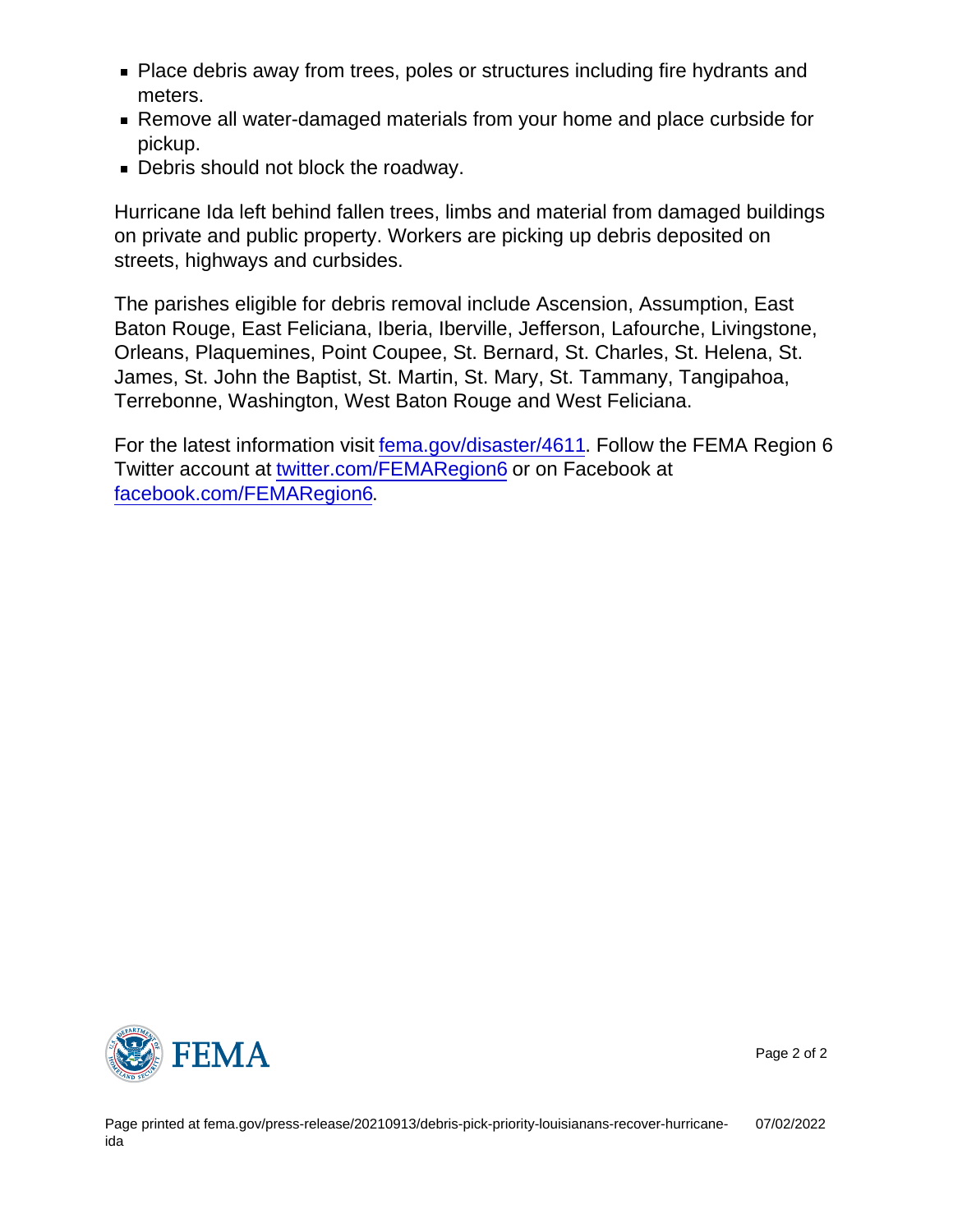- Place debris away from trees, poles or structures including fire hydrants and meters.
- Remove all water-damaged materials from your home and place curbside for pickup.
- Debris should not block the roadway.

Hurricane Ida left behind fallen trees, limbs and material from damaged buildings on private and public property. Workers are picking up debris deposited on streets, highways and curbsides.

The parishes eligible for debris removal include Ascension, Assumption, East Baton Rouge, East Feliciana, Iberia, Iberville, Jefferson, Lafourche, Livingstone, Orleans, Plaquemines, Point Coupee, St. Bernard, St. Charles, St. Helena, St. James, St. John the Baptist, St. Martin, St. Mary, St. Tammany, Tangipahoa, Terrebonne, Washington, West Baton Rouge and West Feliciana.

For the latest information visit [fema.gov/disaster/4611](fema.gov/disaster/4611). Follow the FEMA Region 6 Twitter account at [twitter.com/FEMARegion6](twitter.com/FEMARegion6) or on Facebook at [facebook.com/FEMARegion6](facebook.com/FEMARegion6).